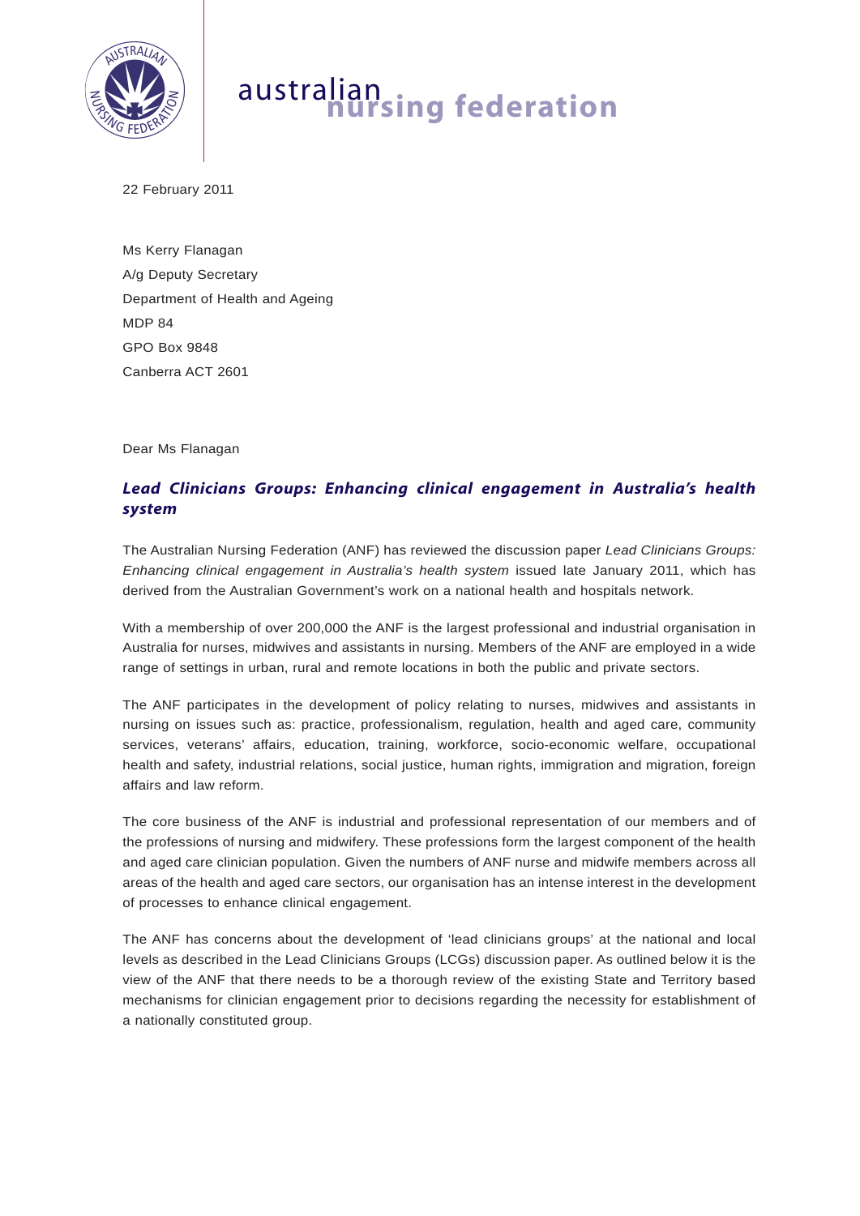australian nursing federation

22 February 2011

Ms Kerry Flanagan  
A/g Deputy Secretary  
Department of Health and Ageing  
MDP 84  
GPO Box 9848  
Canberra ACT 2601

Dear Ms Flanagan

## *Lead Clinicians Groups: Enhancing clinical engagement in Australia's health system*

The Australian Nursing Federation (ANF) has reviewed the discussion paper *Lead Clinicians Groups: Enhancing clinical engagement in Australia's health system* issued late January 2011, which has derived from the Australian Government's work on a national health and hospitals network.

With a membership of over 200,000 the ANF is the largest professional and industrial organisation in Australia for nurses, midwives and assistants in nursing. Members of the ANF are employed in a wide range of settings in urban, rural and remote locations in both the public and private sectors.

The ANF participates in the development of policy relating to nurses, midwives and assistants in nursing on issues such as: practice, professionalism, regulation, health and aged care, community services, veterans' affairs, education, training, workforce, socio-economic welfare, occupational health and safety, industrial relations, social justice, human rights, immigration and migration, foreign affairs and law reform.

The core business of the ANF is industrial and professional representation of our members and of the professions of nursing and midwifery. These professions form the largest component of the health and aged care clinician population. Given the numbers of ANF nurse and midwife members across all areas of the health and aged care sectors, our organisation has an intense interest in the development of processes to enhance clinical engagement.

The ANF has concerns about the development of 'lead clinicians groups' at the national and local levels as described in the Lead Clinicians Groups (LCGs) discussion paper. As outlined below it is the view of the ANF that there needs to be a thorough review of the existing State and Territory based mechanisms for clinician engagement prior to decisions regarding the necessity for establishment of a nationally constituted group.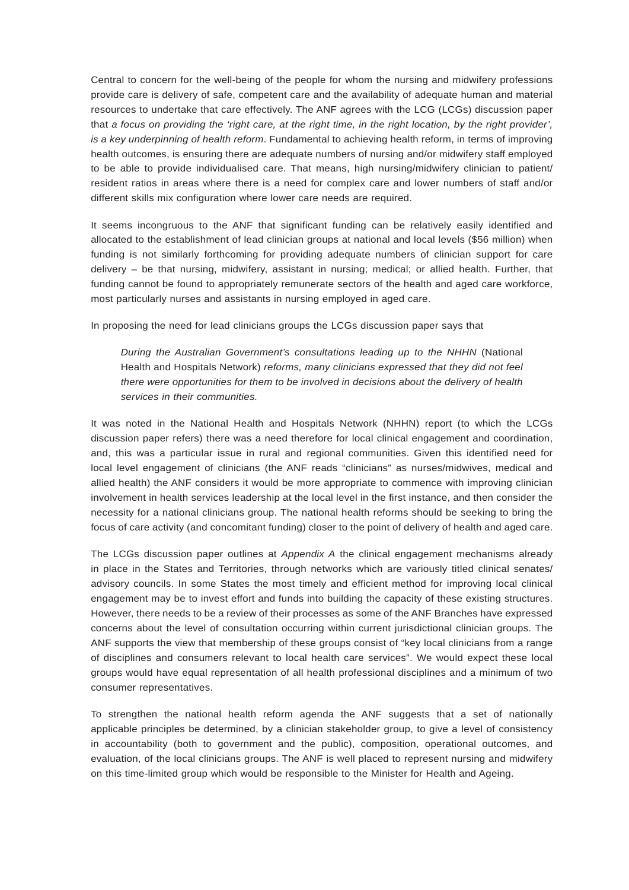Central to concern for the well-being of the people for whom the nursing and midwifery professions provide care is delivery of safe, competent care and the availability of adequate human and material resources to undertake that care effectively. The ANF agrees with the LCG (LCGs) discussion paper that *a focus on providing the 'right care, at the right time, in the right location, by the right provider', is a key underpinning of health reform*. Fundamental to achieving health reform, in terms of improving health outcomes, is ensuring there are adequate numbers of nursing and/or midwifery staff employed to be able to provide individualised care. That means, high nursing/midwifery clinician to patient/ resident ratios in areas where there is a need for complex care and lower numbers of staff and/or different skills mix configuration where lower care needs are required.

It seems incongruous to the ANF that significant funding can be relatively easily identified and allocated to the establishment of lead clinician groups at national and local levels ($56 million) when funding is not similarly forthcoming for providing adequate numbers of clinician support for care delivery – be that nursing, midwifery, assistant in nursing; medical; or allied health. Further, that funding cannot be found to appropriately remunerate sectors of the health and aged care workforce, most particularly nurses and assistants in nursing employed in aged care.

In proposing the need for lead clinicians groups the LCGs discussion paper says that

> *During the Australian Government's consultations leading up to the NHHN* (National Health and Hospitals Network) *reforms, many clinicians expressed that they did not feel there were opportunities for them to be involved in decisions about the delivery of health services in their communities.*

It was noted in the National Health and Hospitals Network (NHHN) report (to which the LCGs discussion paper refers) there was a need therefore for local clinical engagement and coordination, and, this was a particular issue in rural and regional communities. Given this identified need for local level engagement of clinicians (the ANF reads "clinicians" as nurses/midwives, medical and allied health) the ANF considers it would be more appropriate to commence with improving clinician involvement in health services leadership at the local level in the first instance, and then consider the necessity for a national clinicians group. The national health reforms should be seeking to bring the focus of care activity (and concomitant funding) closer to the point of delivery of health and aged care.

The LCGs discussion paper outlines at *Appendix A* the clinical engagement mechanisms already in place in the States and Territories, through networks which are variously titled clinical senates/ advisory councils. In some States the most timely and efficient method for improving local clinical engagement may be to invest effort and funds into building the capacity of these existing structures. However, there needs to be a review of their processes as some of the ANF Branches have expressed concerns about the level of consultation occurring within current jurisdictional clinician groups. The ANF supports the view that membership of these groups consist of "key local clinicians from a range of disciplines and consumers relevant to local health care services". We would expect these local groups would have equal representation of all health professional disciplines and a minimum of two consumer representatives.

To strengthen the national health reform agenda the ANF suggests that a set of nationally applicable principles be determined, by a clinician stakeholder group, to give a level of consistency in accountability (both to government and the public), composition, operational outcomes, and evaluation, of the local clinicians groups. The ANF is well placed to represent nursing and midwifery on this time-limited group which would be responsible to the Minister for Health and Ageing.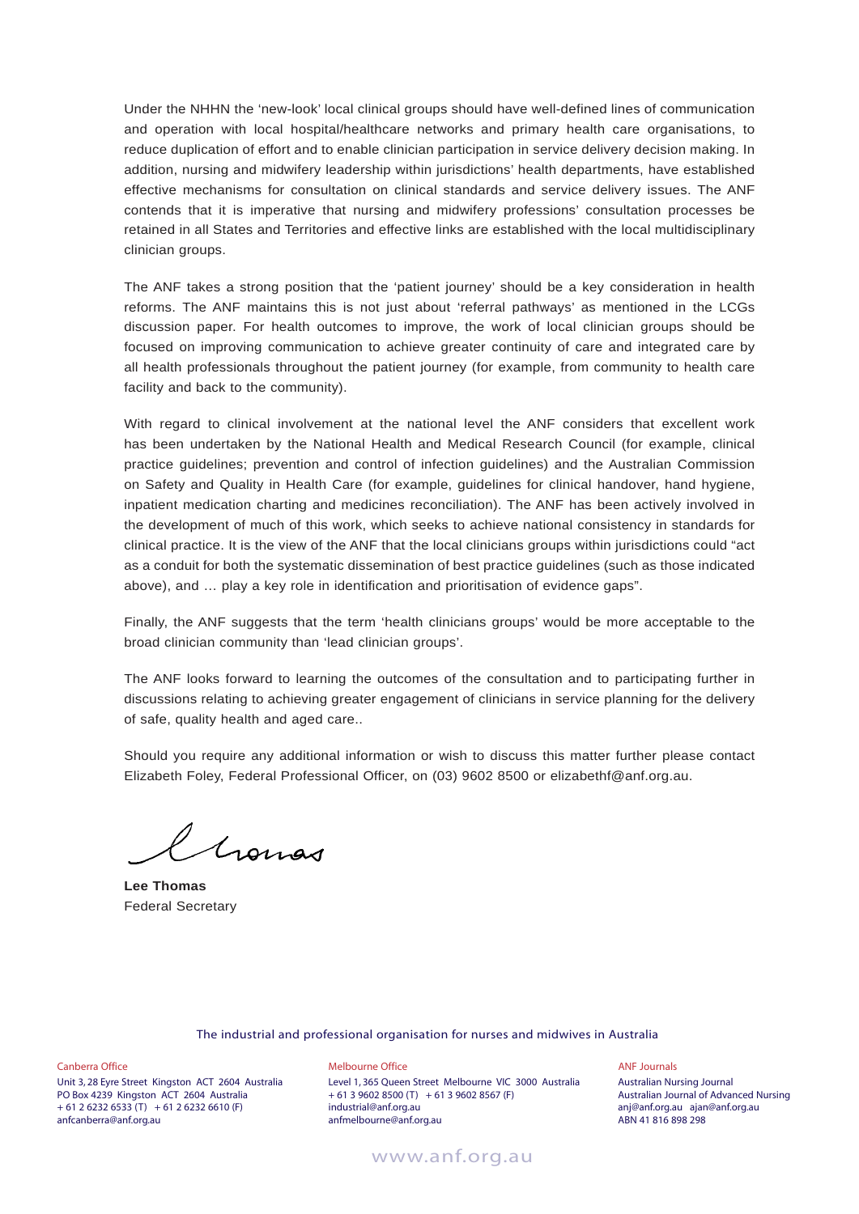Under the NHHN the 'new-look' local clinical groups should have well-defined lines of communication and operation with local hospital/healthcare networks and primary health care organisations, to reduce duplication of effort and to enable clinician participation in service delivery decision making. In addition, nursing and midwifery leadership within jurisdictions' health departments, have established effective mechanisms for consultation on clinical standards and service delivery issues. The ANF contends that it is imperative that nursing and midwifery professions' consultation processes be retained in all States and Territories and effective links are established with the local multidisciplinary clinician groups.

The ANF takes a strong position that the 'patient journey' should be a key consideration in health reforms. The ANF maintains this is not just about 'referral pathways' as mentioned in the LCGs discussion paper. For health outcomes to improve, the work of local clinician groups should be focused on improving communication to achieve greater continuity of care and integrated care by all health professionals throughout the patient journey (for example, from community to health care facility and back to the community).

With regard to clinical involvement at the national level the ANF considers that excellent work has been undertaken by the National Health and Medical Research Council (for example, clinical practice guidelines; prevention and control of infection guidelines) and the Australian Commission on Safety and Quality in Health Care (for example, guidelines for clinical handover, hand hygiene, inpatient medication charting and medicines reconciliation). The ANF has been actively involved in the development of much of this work, which seeks to achieve national consistency in standards for clinical practice. It is the view of the ANF that the local clinicians groups within jurisdictions could "act as a conduit for both the systematic dissemination of best practice guidelines (such as those indicated above), and … play a key role in identification and prioritisation of evidence gaps".

Finally, the ANF suggests that the term 'health clinicians groups' would be more acceptable to the broad clinician community than 'lead clinician groups'.

The ANF looks forward to learning the outcomes of the consultation and to participating further in discussions relating to achieving greater engagement of clinicians in service planning for the delivery of safe, quality health and aged care..

Should you require any additional information or wish to discuss this matter further please contact Elizabeth Foley, Federal Professional Officer, on (03) 9602 8500 or elizabethf@anf.org.au.

L Thomas

**Lee Thomas**
Federal Secretary

The industrial and professional organisation for nurses and midwives in Australia

Canberra Office
Unit 3, 28 Eyre Street Kingston ACT 2604 Australia
PO Box 4239 Kingston ACT 2604 Australia
+ 61 2 6232 6533 (T) + 61 2 6232 6610 (F)
anfcanberra@anf.org.au

Melbourne Office
Level 1, 365 Queen Street Melbourne VIC 3000 Australia
+ 61 3 9602 8500 (T) + 61 3 9602 8567 (F)
industrial@anf.org.au
anfmelbourne@anf.org.au

ANF Journals
Australian Nursing Journal
Australian Journal of Advanced Nursing
anj@anf.org.au ajan@anf.org.au
ABN 41 816 898 298

www.anf.org.au